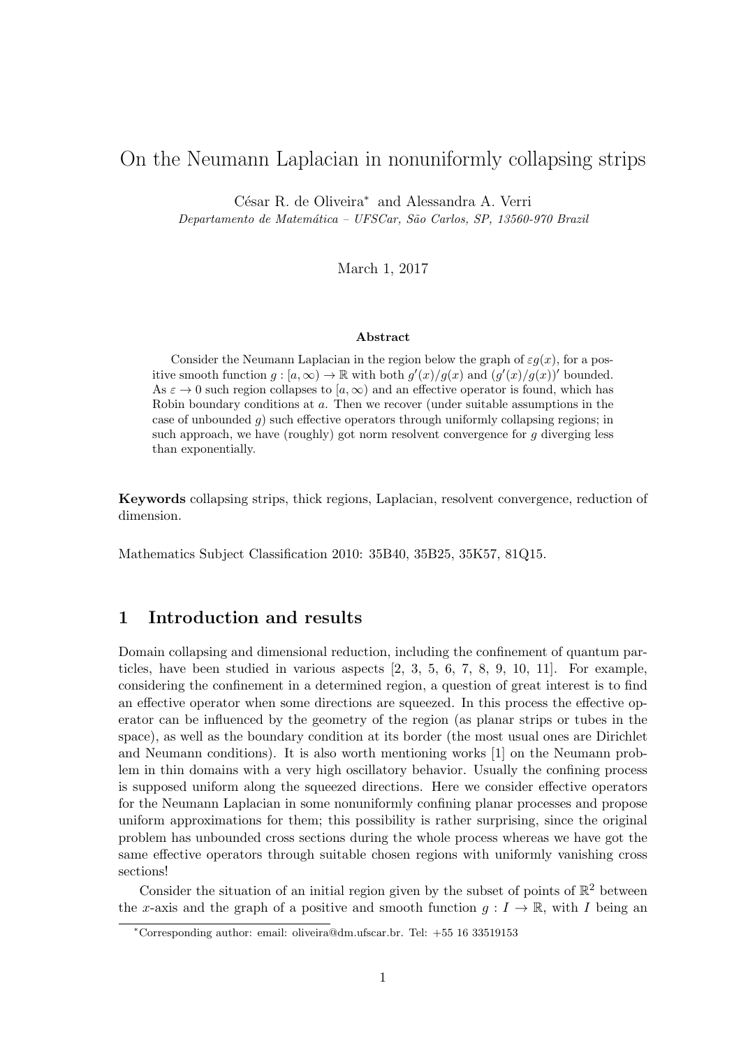# On the Neumann Laplacian in nonuniformly collapsing strips

César R. de Oliveira* and Alessandra A. Verri

*Departamento de Matemática – UFSCar, São Carlos, SP, 13560-970 Brazil*

March 1, 2017

### Abstract

Consider the Neumann Laplacian in the region below the graph of $\varepsilon g(x)$, for a positive smooth function $g : [a, \infty) \to \mathbb{R}$ with both $g'(x)/g(x)$ and $(g'(x)/g(x))'$ bounded. As $\varepsilon \to 0$ such region collapses to $[a, \infty)$ and an effective operator is found, which has Robin boundary conditions at $a$. Then we recover (under suitable assumptions in the case of unbounded $g$) such effective operators through uniformly collapsing regions; in such approach, we have (roughly) got norm resolvent convergence for $g$ diverging less than exponentially.

**Keywords** collapsing strips, thick regions, Laplacian, resolvent convergence, reduction of dimension.

Mathematics Subject Classification 2010: 35B40, 35B25, 35K57, 81Q15.

## 1 Introduction and results

Domain collapsing and dimensional reduction, including the confinement of quantum particles, have been studied in various aspects [2, 3, 5, 6, 7, 8, 9, 10, 11]. For example, considering the confinement in a determined region, a question of great interest is to find an effective operator when some directions are squeezed. In this process the effective operator can be influenced by the geometry of the region (as planar strips or tubes in the space), as well as the boundary condition at its border (the most usual ones are Dirichlet and Neumann conditions). It is also worth mentioning works [1] on the Neumann problem in thin domains with a very high oscillatory behavior. Usually the confining process is supposed uniform along the squeezed directions. Here we consider effective operators for the Neumann Laplacian in some nonuniformly confining planar processes and propose uniform approximations for them; this possibility is rather surprising, since the original problem has unbounded cross sections during the whole process whereas we have got the same effective operators through suitable chosen regions with uniformly vanishing cross sections!

Consider the situation of an initial region given by the subset of points of $\mathbb{R}^2$ between the $x$-axis and the graph of a positive and smooth function $g : I \to \mathbb{R}$, with $I$ being an

---

*Corresponding author: email: oliveira@dm.ufscar.br. Tel: +55 16 33519153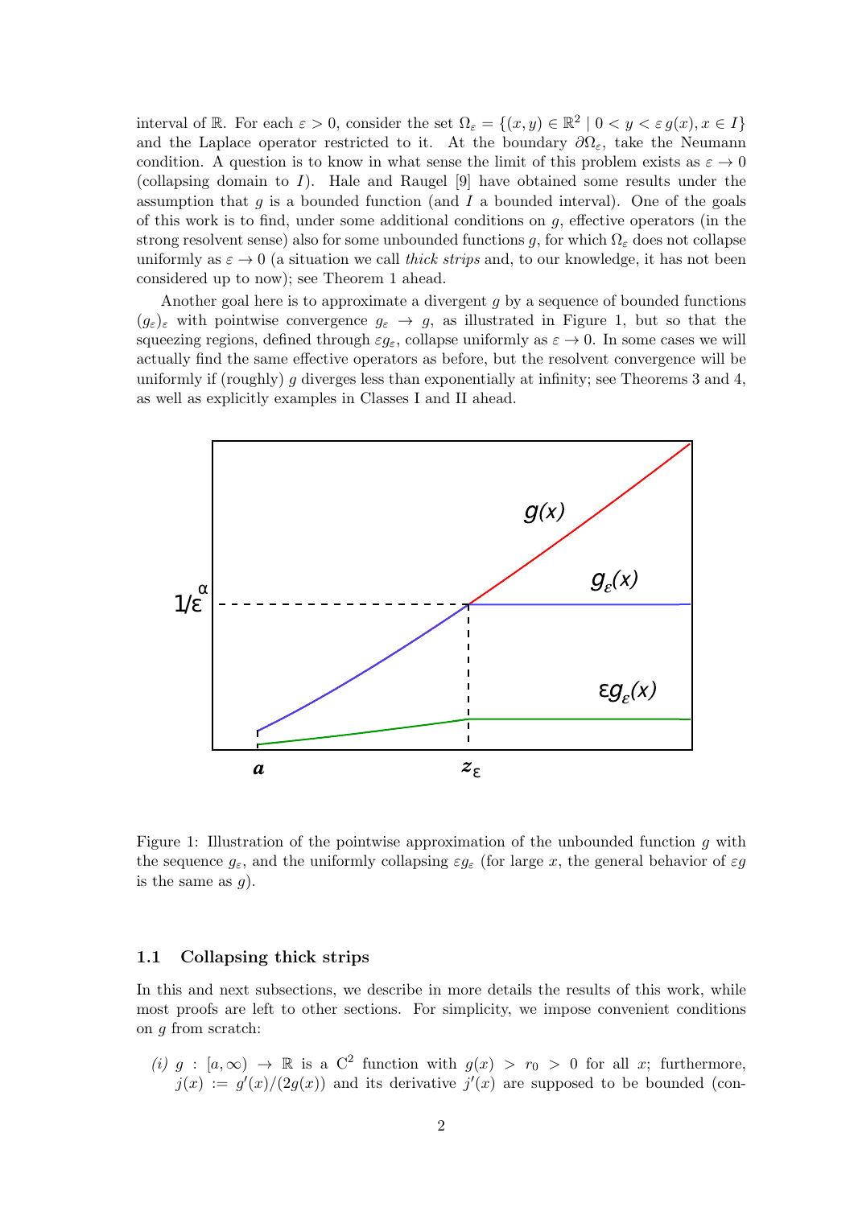interval of $\mathbb{R}$. For each $\varepsilon > 0$, consider the set $\Omega_\varepsilon = \{(x,y) \in \mathbb{R}^2 \mid 0 < y < \varepsilon\, g(x), x \in I\}$ and the Laplace operator restricted to it. At the boundary $\partial\Omega_\varepsilon$, take the Neumann condition. A question is to know in what sense the limit of this problem exists as $\varepsilon \to 0$ (collapsing domain to $I$). Hale and Raugel [9] have obtained some results under the assumption that $g$ is a bounded function (and $I$ a bounded interval). One of the goals of this work is to find, under some additional conditions on $g$, effective operators (in the strong resolvent sense) also for some unbounded functions $g$, for which $\Omega_\varepsilon$ does not collapse uniformly as $\varepsilon \to 0$ (a situation we call *thick strips* and, to our knowledge, it has not been considered up to now); see Theorem 1 ahead.

Another goal here is to approximate a divergent $g$ by a sequence of bounded functions $(g_\varepsilon)_\varepsilon$ with pointwise convergence $g_\varepsilon \to g$, as illustrated in Figure 1, but so that the squeezing regions, defined through $\varepsilon g_\varepsilon$, collapse uniformly as $\varepsilon \to 0$. In some cases we will actually find the same effective operators as before, but the resolvent convergence will be uniformly if (roughly) $g$ diverges less than exponentially at infinity; see Theorems 3 and 4, as well as explicitly examples in Classes I and II ahead.

Figure 1: Illustration of the pointwise approximation of the unbounded function $g$ with the sequence $g_\varepsilon$, and the uniformly collapsing $\varepsilon g_\varepsilon$ (for large $x$, the general behavior of $\varepsilon g$ is the same as $g$).

### 1.1 Collapsing thick strips

In this and next subsections, we describe in more details the results of this work, while most proofs are left to other sections. For simplicity, we impose convenient conditions on $g$ from scratch:

*(i)* $g : [a,\infty) \to \mathbb{R}$ is a $\mathrm{C}^2$ function with $g(x) > r_0 > 0$ for all $x$; furthermore, $j(x) := g'(x)/(2g(x))$ and its derivative $j'(x)$ are supposed to be bounded (con-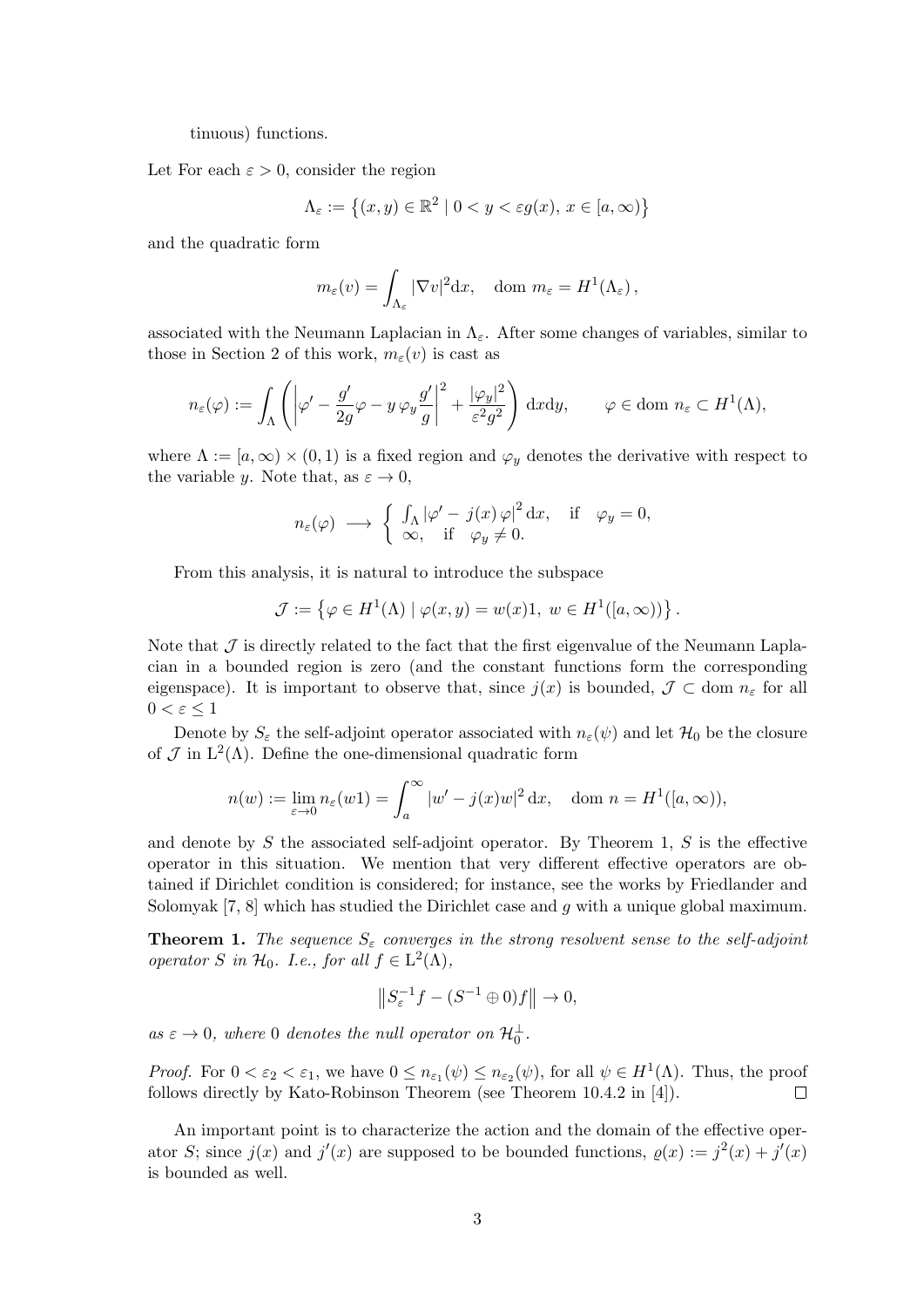tinuous) functions.

Let For each $\varepsilon > 0$, consider the region

$$\Lambda_\varepsilon := \left\{(x, y) \in \mathbb{R}^2 \mid 0 < y < \varepsilon g(x),\, x \in [a, \infty)\right\}$$

and the quadratic form

$$m_\varepsilon(v) = \int_{\Lambda_\varepsilon} |\nabla v|^2 \mathrm{d}x, \quad \mathrm{dom}\ m_\varepsilon = H^1(\Lambda_\varepsilon)\,,$$

associated with the Neumann Laplacian in $\Lambda_\varepsilon$. After some changes of variables, similar to those in Section 2 of this work, $m_\varepsilon(v)$ is cast as

$$n_\varepsilon(\varphi) := \int_\Lambda \left( \left| \varphi' - \frac{g'}{2g}\varphi - y\, \varphi_y \frac{g'}{g} \right|^2 + \frac{|\varphi_y|^2}{\varepsilon^2 g^2} \right) \mathrm{d}x\mathrm{d}y, \qquad \varphi \in \mathrm{dom}\ n_\varepsilon \subset H^1(\Lambda),$$

where $\Lambda := [a, \infty) \times (0, 1)$ is a fixed region and $\varphi_y$ denotes the derivative with respect to the variable $y$. Note that, as $\varepsilon \to 0$,

$$n_\varepsilon(\varphi) \longrightarrow \begin{cases} \int_\Lambda |\varphi' - j(x)\, \varphi|^2 \, \mathrm{d}x, & \text{if} \quad \varphi_y = 0, \\ \infty, & \text{if} \quad \varphi_y \neq 0. \end{cases}$$

From this analysis, it is natural to introduce the subspace

$$\mathcal{J} := \left\{ \varphi \in H^1(\Lambda) \mid \varphi(x, y) = w(x)1,\ w \in H^1([a, \infty)) \right\}.$$

Note that $\mathcal{J}$ is directly related to the fact that the first eigenvalue of the Neumann Laplacian in a bounded region is zero (and the constant functions form the corresponding eigenspace). It is important to observe that, since $j(x)$ is bounded, $\mathcal{J} \subset \mathrm{dom}\ n_\varepsilon$ for all $0 < \varepsilon \leq 1$

Denote by $S_\varepsilon$ the self-adjoint operator associated with $n_\varepsilon(\psi)$ and let $\mathcal{H}_0$ be the closure of $\mathcal{J}$ in $\mathrm{L}^2(\Lambda)$. Define the one-dimensional quadratic form

$$n(w) := \lim_{\varepsilon \to 0} n_\varepsilon(w1) = \int_a^\infty |w' - j(x) w|^2 \, \mathrm{d}x, \quad \mathrm{dom}\ n = H^1([a, \infty)),$$

and denote by $S$ the associated self-adjoint operator. By Theorem 1, $S$ is the effective operator in this situation. We mention that very different effective operators are obtained if Dirichlet condition is considered; for instance, see the works by Friedlander and Solomyak [7, 8] which has studied the Dirichlet case and $g$ with a unique global maximum.

**Theorem 1.** *The sequence $S_\varepsilon$ converges in the strong resolvent sense to the self-adjoint operator $S$ in $\mathcal{H}_0$. I.e., for all $f \in \mathrm{L}^2(\Lambda)$,*

$$\left\| S_\varepsilon^{-1} f - (S^{-1} \oplus 0) f \right\| \to 0,$$

*as $\varepsilon \to 0$, where $0$ denotes the null operator on $\mathcal{H}_0^\perp$.*

*Proof.* For $0 < \varepsilon_2 < \varepsilon_1$, we have $0 \leq n_{\varepsilon_1}(\psi) \leq n_{\varepsilon_2}(\psi)$, for all $\psi \in H^1(\Lambda)$. Thus, the proof follows directly by Kato-Robinson Theorem (see Theorem 10.4.2 in [4]). $\square$

An important point is to characterize the action and the domain of the effective operator $S$; since $j(x)$ and $j'(x)$ are supposed to be bounded functions, $\varrho(x) := j^2(x) + j'(x)$ is bounded as well.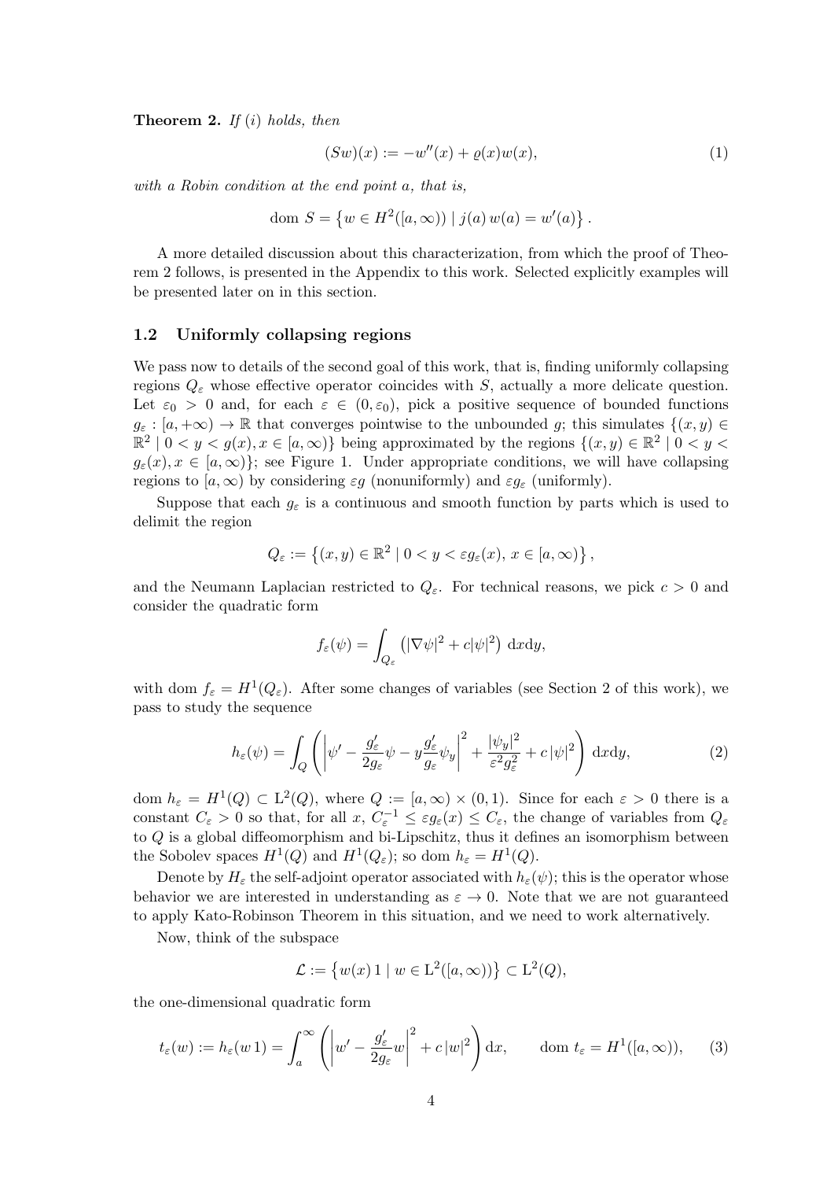**Theorem 2.** *If (i) holds, then*

$$(Sw)(x) := -w''(x) + \varrho(x)w(x), \tag{1}$$

*with a Robin condition at the end point a, that is,*

$$\text{dom } S = \left\{ w \in H^2([a,\infty)) \mid j(a)\, w(a) = w'(a) \right\}.$$

A more detailed discussion about this characterization, from which the proof of Theorem 2 follows, is presented in the Appendix to this work. Selected explicitly examples will be presented later on in this section.

### 1.2 Uniformly collapsing regions

We pass now to details of the second goal of this work, that is, finding uniformly collapsing regions $Q_\varepsilon$ whose effective operator coincides with $S$, actually a more delicate question. Let $\varepsilon_0 > 0$ and, for each $\varepsilon \in (0, \varepsilon_0)$, pick a positive sequence of bounded functions $g_\varepsilon : [a, +\infty) \to \mathbb{R}$ that converges pointwise to the unbounded $g$; this simulates $\{(x, y) \in \mathbb{R}^2 \mid 0 < y < g(x), x \in [a, \infty)\}$ being approximated by the regions $\{(x, y) \in \mathbb{R}^2 \mid 0 < y < g_\varepsilon(x), x \in [a, \infty)\}$; see Figure 1. Under appropriate conditions, we will have collapsing regions to $[a, \infty)$ by considering $\varepsilon g$ (nonuniformly) and $\varepsilon g_\varepsilon$ (uniformly).

Suppose that each $g_\varepsilon$ is a continuous and smooth function by parts which is used to delimit the region

$$Q_\varepsilon := \left\{ (x, y) \in \mathbb{R}^2 \mid 0 < y < \varepsilon g_\varepsilon(x),\, x \in [a, \infty) \right\},$$

and the Neumann Laplacian restricted to $Q_\varepsilon$. For technical reasons, we pick $c > 0$ and consider the quadratic form

$$f_\varepsilon(\psi) = \int_{Q_\varepsilon} \left( |\nabla \psi|^2 + c|\psi|^2 \right) \mathrm{d}x\mathrm{d}y,$$

with dom $f_\varepsilon = H^1(Q_\varepsilon)$. After some changes of variables (see Section 2 of this work), we pass to study the sequence

$$h_\varepsilon(\psi) = \int_Q \left( \left| \psi' - \frac{g_\varepsilon'}{2g_\varepsilon}\psi - y\frac{g_\varepsilon'}{g_\varepsilon}\psi_y \right|^2 + \frac{|\psi_y|^2}{\varepsilon^2 g_\varepsilon^2} + c\,|\psi|^2 \right) \mathrm{d}x\mathrm{d}y, \tag{2}$$

dom $h_\varepsilon = H^1(Q) \subset \mathrm{L}^2(Q)$, where $Q := [a, \infty) \times (0, 1)$. Since for each $\varepsilon > 0$ there is a constant $C_\varepsilon > 0$ so that, for all $x$, $C_\varepsilon^{-1} \le \varepsilon g_\varepsilon(x) \le C_\varepsilon$, the change of variables from $Q_\varepsilon$ to $Q$ is a global diffeomorphism and bi-Lipschitz, thus it defines an isomorphism between the Sobolev spaces $H^1(Q)$ and $H^1(Q_\varepsilon)$; so dom $h_\varepsilon = H^1(Q)$.

Denote by $H_\varepsilon$ the self-adjoint operator associated with $h_\varepsilon(\psi)$; this is the operator whose behavior we are interested in understanding as $\varepsilon \to 0$. Note that we are not guaranteed to apply Kato-Robinson Theorem in this situation, and we need to work alternatively.

Now, think of the subspace

$$\mathcal{L} := \left\{ w(x)\, 1 \mid w \in \mathrm{L}^2([a, \infty)) \right\} \subset \mathrm{L}^2(Q),$$

the one-dimensional quadratic form

$$t_\varepsilon(w) := h_\varepsilon(w\, 1) = \int_a^\infty \left( \left| w' - \frac{g_\varepsilon'}{2g_\varepsilon} w \right|^2 + c\,|w|^2 \right) \mathrm{d}x, \qquad \text{dom } t_\varepsilon = H^1([a, \infty)), \tag{3}$$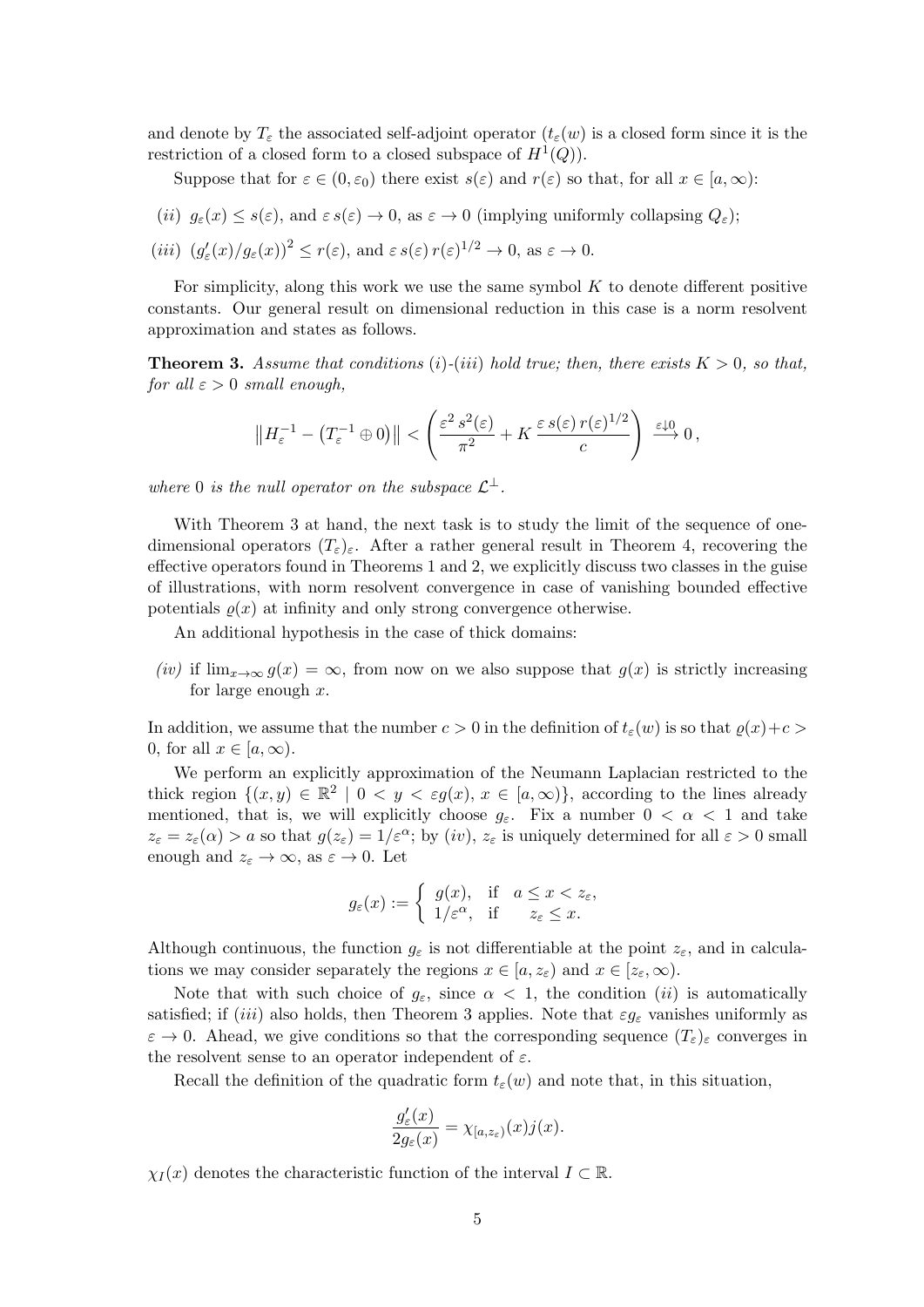and denote by $T_\varepsilon$ the associated self-adjoint operator ($t_\varepsilon(w)$ is a closed form since it is the restriction of a closed form to a closed subspace of $H^1(Q)$).

Suppose that for $\varepsilon \in (0, \varepsilon_0)$ there exist $s(\varepsilon)$ and $r(\varepsilon)$ so that, for all $x \in [a, \infty)$:

*(ii)* $g_\varepsilon(x) \le s(\varepsilon)$, and $\varepsilon\, s(\varepsilon) \to 0$, as $\varepsilon \to 0$ (implying uniformly collapsing $Q_\varepsilon$);

*(iii)* $(g'_\varepsilon(x)/g_\varepsilon(x))^2 \le r(\varepsilon)$, and $\varepsilon\, s(\varepsilon)\, r(\varepsilon)^{1/2} \to 0$, as $\varepsilon \to 0$.

For simplicity, along this work we use the same symbol $K$ to denote different positive constants. Our general result on dimensional reduction in this case is a norm resolvent approximation and states as follows.

**Theorem 3.** *Assume that conditions (i)-(iii) hold true; then, there exists $K > 0$, so that, for all $\varepsilon > 0$ small enough,*

$$\left\| H_\varepsilon^{-1} - \left(T_\varepsilon^{-1} \oplus 0\right)\right\| < \left( \frac{\varepsilon^2\, s^2(\varepsilon)}{\pi^2} + K\, \frac{\varepsilon\, s(\varepsilon)\, r(\varepsilon)^{1/2}}{c} \right) \xrightarrow{\varepsilon \downarrow 0} 0\,,$$

*where 0 is the null operator on the subspace $\mathcal{L}^\perp$.*

With Theorem 3 at hand, the next task is to study the limit of the sequence of one-dimensional operators $(T_\varepsilon)_\varepsilon$. After a rather general result in Theorem 4, recovering the effective operators found in Theorems 1 and 2, we explicitly discuss two classes in the guise of illustrations, with norm resolvent convergence in case of vanishing bounded effective potentials $\varrho(x)$ at infinity and only strong convergence otherwise.

An additional hypothesis in the case of thick domains:

*(iv)* if $\lim_{x\to\infty} g(x) = \infty$, from now on we also suppose that $g(x)$ is strictly increasing for large enough $x$.

In addition, we assume that the number $c > 0$ in the definition of $t_\varepsilon(w)$ is so that $\varrho(x) + c > 0$, for all $x \in [a, \infty)$.

We perform an explicitly approximation of the Neumann Laplacian restricted to the thick region $\{(x, y) \in \mathbb{R}^2 \mid 0 < y < \varepsilon g(x),\, x \in [a, \infty)\}$, according to the lines already mentioned, that is, we will explicitly choose $g_\varepsilon$. Fix a number $0 < \alpha < 1$ and take $z_\varepsilon = z_\varepsilon(\alpha) > a$ so that $g(z_\varepsilon) = 1/\varepsilon^\alpha$; by *(iv)*, $z_\varepsilon$ is uniquely determined for all $\varepsilon > 0$ small enough and $z_\varepsilon \to \infty$, as $\varepsilon \to 0$. Let

$$g_\varepsilon(x) := \begin{cases} g(x), & \text{if} \quad a \le x < z_\varepsilon, \\ 1/\varepsilon^\alpha, & \text{if} \quad\quad z_\varepsilon \le x. \end{cases}$$

Although continuous, the function $g_\varepsilon$ is not differentiable at the point $z_\varepsilon$, and in calculations we may consider separately the regions $x \in [a, z_\varepsilon)$ and $x \in [z_\varepsilon, \infty)$.

Note that with such choice of $g_\varepsilon$, since $\alpha < 1$, the condition *(ii)* is automatically satisfied; if *(iii)* also holds, then Theorem 3 applies. Note that $\varepsilon g_\varepsilon$ vanishes uniformly as $\varepsilon \to 0$. Ahead, we give conditions so that the corresponding sequence $(T_\varepsilon)_\varepsilon$ converges in the resolvent sense to an operator independent of $\varepsilon$.

Recall the definition of the quadratic form $t_\varepsilon(w)$ and note that, in this situation,

$$\frac{g'_\varepsilon(x)}{2g_\varepsilon(x)} = \chi_{[a,z_\varepsilon)}(x) j(x).$$

$\chi_I(x)$ denotes the characteristic function of the interval $I \subset \mathbb{R}$.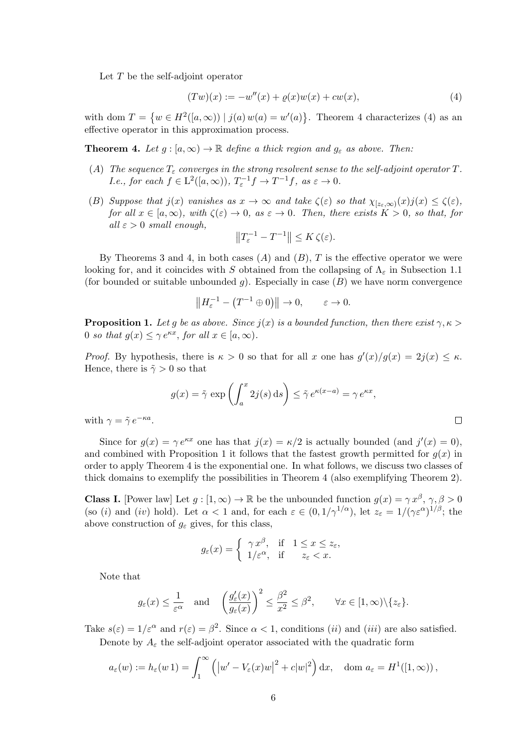Let $T$ be the self-adjoint operator

$$(Tw)(x) := -w''(x) + \varrho(x)w(x) + cw(x), \tag{4}$$

with $\operatorname{dom} T = \{w \in H^2([a,\infty)) \mid j(a)\, w(a) = w'(a)\}$. Theorem 4 characterizes (4) as an effective operator in this approximation process.

**Theorem 4.** *Let $g : [a,\infty) \to \mathbb{R}$ define a thick region and $g_\varepsilon$ as above. Then:*

- $(A)$ *The sequence $T_\varepsilon$ converges in the strong resolvent sense to the self-adjoint operator $T$. I.e., for each $f \in \mathrm{L}^2([a,\infty))$, $T_\varepsilon^{-1} f \to T^{-1} f$, as $\varepsilon \to 0$.*
- $(B)$ *Suppose that $j(x)$ vanishes as $x \to \infty$ and take $\zeta(\varepsilon)$ so that $\chi_{[z_\varepsilon,\infty)}(x) j(x) \le \zeta(\varepsilon)$, for all $x \in [a,\infty)$, with $\zeta(\varepsilon) \to 0$, as $\varepsilon \to 0$. Then, there exists $K > 0$, so that, for all $\varepsilon > 0$ small enough,*

$$\left\| T_\varepsilon^{-1} - T^{-1} \right\| \le K\, \zeta(\varepsilon).$$

By Theorems 3 and 4, in both cases $(A)$ and $(B)$, $T$ is the effective operator we were looking for, and it coincides with $S$ obtained from the collapsing of $\Lambda_\varepsilon$ in Subsection 1.1 (for bounded or suitable unbounded $g$). Especially in case $(B)$ we have norm convergence

$$\left\| H_\varepsilon^{-1} - \left(T^{-1} \oplus 0\right) \right\| \to 0, \qquad \varepsilon \to 0.$$

**Proposition 1.** *Let $g$ be as above. Since $j(x)$ is a bounded function, then there exist $\gamma, \kappa > 0$ so that $g(x) \le \gamma\, e^{\kappa x}$, for all $x \in [a,\infty)$.*

*Proof.* By hypothesis, there is $\kappa > 0$ so that for all $x$ one has $g'(x)/g(x) = 2j(x) \le \kappa$. Hence, there is $\tilde\gamma > 0$ so that

$$g(x) = \tilde\gamma \, \exp\left( \int_a^x 2j(s)\, \mathrm{d}s \right) \le \tilde\gamma\, e^{\kappa(x-a)} = \gamma\, e^{\kappa x},$$

with $\gamma = \tilde\gamma\, e^{-\kappa a}$. ∎

Since for $g(x) = \gamma\, e^{\kappa x}$ one has that $j(x) = \kappa/2$ is actually bounded (and $j'(x) = 0$), and combined with Proposition 1 it follows that the fastest growth permitted for $g(x)$ in order to apply Theorem 4 is the exponential one. In what follows, we discuss two classes of thick domains to exemplify the possibilities in Theorem 4 (also exemplifying Theorem 2).

**Class I.** [Power law] Let $g : [1,\infty) \to \mathbb{R}$ be the unbounded function $g(x) = \gamma\, x^\beta$, $\gamma, \beta > 0$ (so $(i)$ and $(iv)$ hold). Let $\alpha < 1$ and, for each $\varepsilon \in (0, 1/\gamma^{1/\alpha})$, let $z_\varepsilon = 1/(\gamma\varepsilon^\alpha)^{1/\beta}$; the above construction of $g_\varepsilon$ gives, for this class,

$$g_\varepsilon(x) = \begin{cases} \gamma\, x^\beta, & \text{if} \quad 1 \le x \le z_\varepsilon, \\ 1/\varepsilon^\alpha, & \text{if} \quad\;\; z_\varepsilon < x. \end{cases}$$

Note that

$$g_\varepsilon(x) \le \frac{1}{\varepsilon^\alpha} \quad \text{and} \quad \left( \frac{g_\varepsilon'(x)}{g_\varepsilon(x)} \right)^2 \le \frac{\beta^2}{x^2} \le \beta^2, \qquad \forall x \in [1,\infty) \backslash \{z_\varepsilon\}.$$

Take $s(\varepsilon) = 1/\varepsilon^\alpha$ and $r(\varepsilon) = \beta^2$. Since $\alpha < 1$, conditions $(ii)$ and $(iii)$ are also satisfied.

Denote by $A_\varepsilon$ the self-adjoint operator associated with the quadratic form

$$a_\varepsilon(w) := h_\varepsilon(w\, 1) = \int_1^\infty \left( \left| w' - V_\varepsilon(x) w \right|^2 + c|w|^2 \right) \mathrm{d}x, \quad \operatorname{dom} a_\varepsilon = H^1([1,\infty)),$$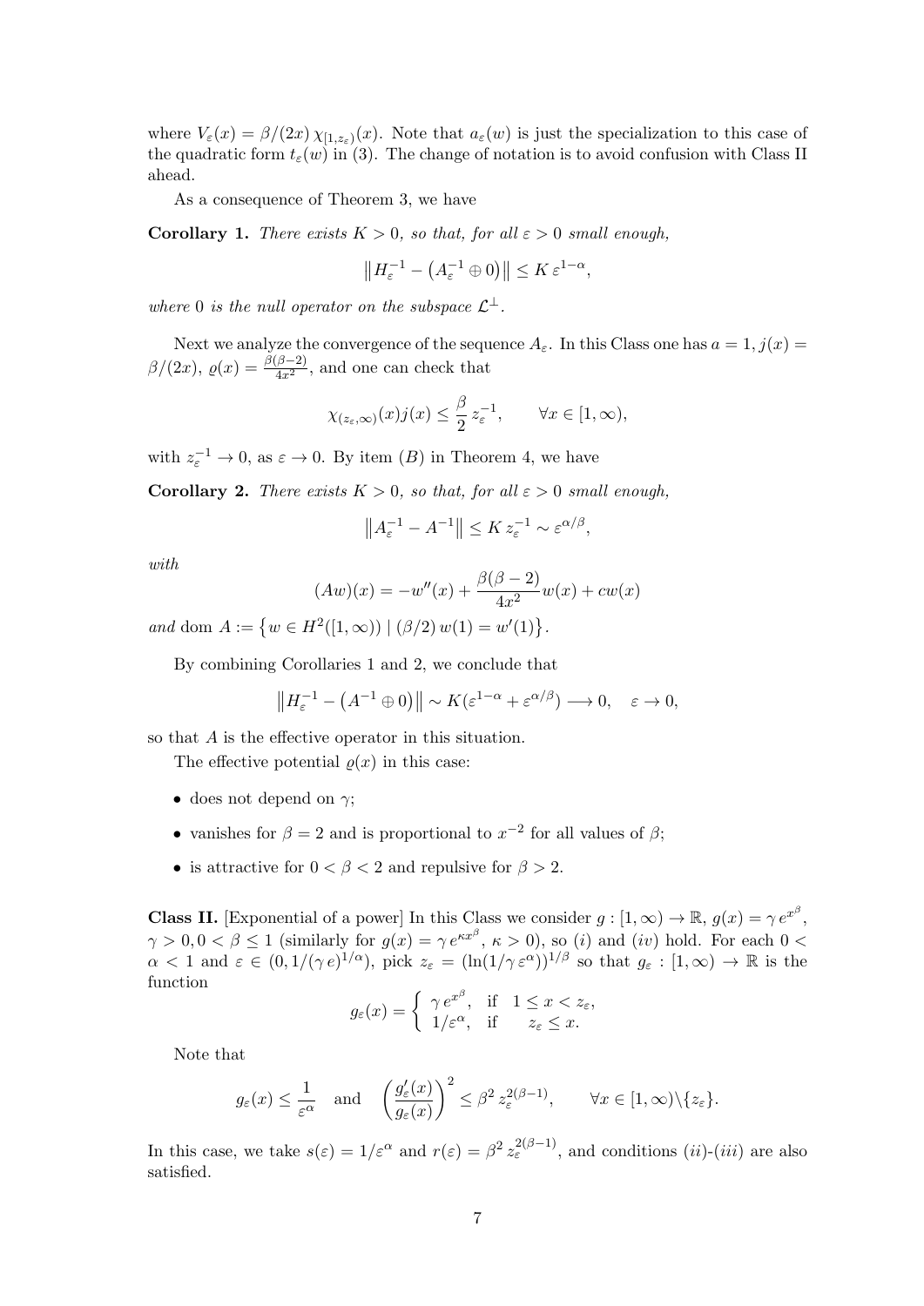where $V_\varepsilon(x) = \beta/(2x)\,\chi_{[1,z_\varepsilon)}(x)$. Note that $a_\varepsilon(w)$ is just the specialization to this case of the quadratic form $t_\varepsilon(w)$ in (3). The change of notation is to avoid confusion with Class II ahead.

As a consequence of Theorem 3, we have

**Corollary 1.** *There exists $K > 0$, so that, for all $\varepsilon > 0$ small enough,*

$$\left\| H_\varepsilon^{-1} - \left(A_\varepsilon^{-1} \oplus 0\right)\right\| \le K\,\varepsilon^{1-\alpha},$$

*where 0 is the null operator on the subspace $\mathcal{L}^\perp$.*

Next we analyze the convergence of the sequence $A_\varepsilon$. In this Class one has $a = 1$, $j(x) = \beta/(2x)$, $\varrho(x) = \frac{\beta(\beta-2)}{4x^2}$, and one can check that

$$\chi_{(z_\varepsilon,\infty)}(x) j(x) \le \frac{\beta}{2}\, z_\varepsilon^{-1}, \qquad \forall x \in [1,\infty),$$

with $z_\varepsilon^{-1} \to 0$, as $\varepsilon \to 0$. By item $(B)$ in Theorem 4, we have

**Corollary 2.** *There exists $K > 0$, so that, for all $\varepsilon > 0$ small enough,*

$$\left\| A_\varepsilon^{-1} - A^{-1}\right\| \le K\, z_\varepsilon^{-1} \sim \varepsilon^{\alpha/\beta},$$

*with*

$$(Aw)(x) = -w''(x) + \frac{\beta(\beta-2)}{4x^2} w(x) + cw(x)$$

*and* dom $A := \left\{ w \in H^2([1,\infty)) \mid (\beta/2)\, w(1) = w'(1)\right\}$.

By combining Corollaries 1 and 2, we conclude that

$$\left\| H_\varepsilon^{-1} - \left(A^{-1} \oplus 0\right)\right\| \sim K(\varepsilon^{1-\alpha} + \varepsilon^{\alpha/\beta}) \longrightarrow 0, \quad \varepsilon \to 0,$$

so that $A$ is the effective operator in this situation.

The effective potential $\varrho(x)$ in this case:

- does not depend on $\gamma$;
- vanishes for $\beta = 2$ and is proportional to $x^{-2}$ for all values of $\beta$;
- is attractive for $0 < \beta < 2$ and repulsive for $\beta > 2$.

**Class II.** [Exponential of a power] In this Class we consider $g : [1,\infty) \to \mathbb{R}$, $g(x) = \gamma\, e^{x^\beta}$, $\gamma > 0, 0 < \beta \le 1$ (similarly for $g(x) = \gamma\, e^{\kappa x^\beta}$, $\kappa > 0$), so $(i)$ and $(iv)$ hold. For each $0 < \alpha < 1$ and $\varepsilon \in (0, 1/(\gamma\, e)^{1/\alpha})$, pick $z_\varepsilon = (\ln(1/\gamma\,\varepsilon^\alpha))^{1/\beta}$ so that $g_\varepsilon : [1,\infty) \to \mathbb{R}$ is the function

$$g_\varepsilon(x) = \begin{cases} \gamma\, e^{x^\beta}, & \text{if} \quad 1 \le x < z_\varepsilon, \\ 1/\varepsilon^\alpha, & \text{if} \quad z_\varepsilon \le x. \end{cases}$$

Note that

$$g_\varepsilon(x) \le \frac{1}{\varepsilon^\alpha} \quad \text{and} \quad \left(\frac{g_\varepsilon'(x)}{g_\varepsilon(x)}\right)^2 \le \beta^2\, z_\varepsilon^{2(\beta-1)}, \qquad \forall x \in [1,\infty)\backslash\{z_\varepsilon\}.$$

In this case, we take $s(\varepsilon) = 1/\varepsilon^\alpha$ and $r(\varepsilon) = \beta^2\, z_\varepsilon^{2(\beta-1)}$, and conditions $(ii)$-$(iii)$ are also satisfied.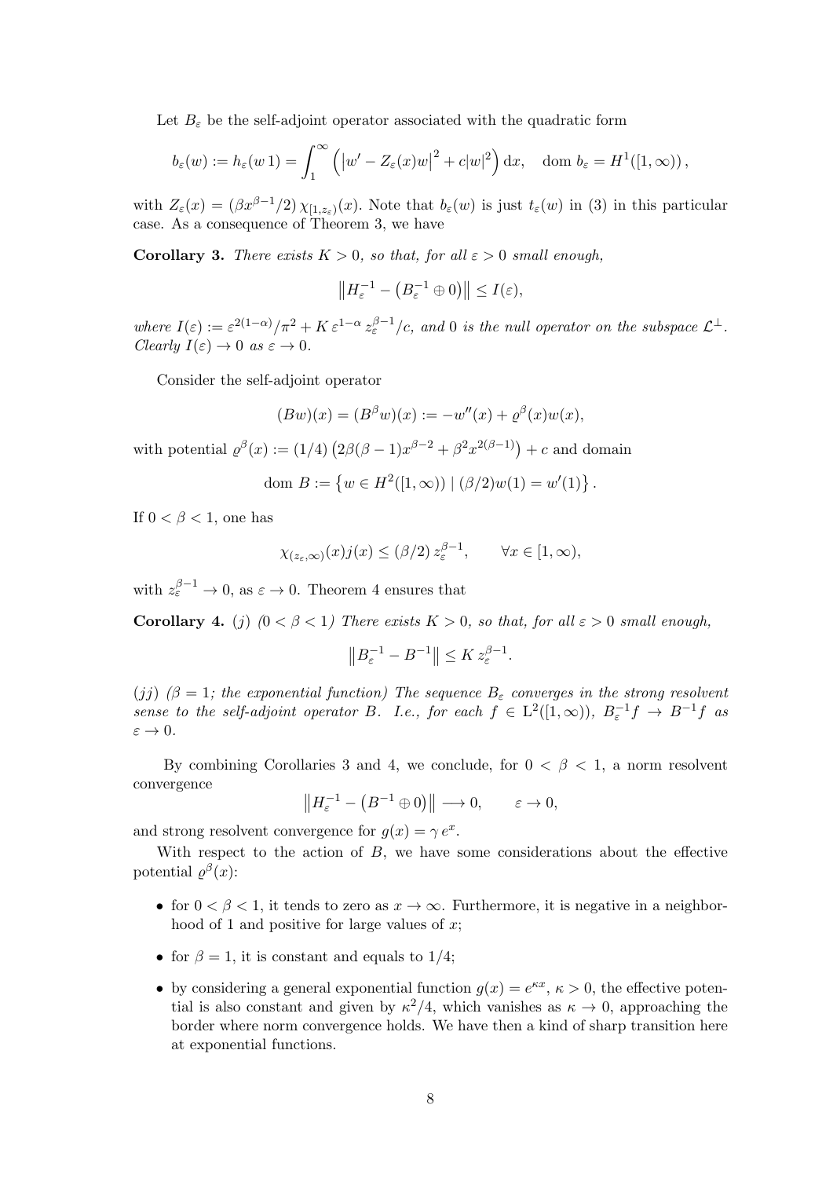Let $B_\varepsilon$ be the self-adjoint operator associated with the quadratic form

$$b_\varepsilon(w) := h_\varepsilon(w\,1) = \int_1^\infty \left( \left| w' - Z_\varepsilon(x) w \right|^2 + c|w|^2 \right) \mathrm{d}x, \quad \mathrm{dom}\; b_\varepsilon = H^1([1,\infty)),$$

with $Z_\varepsilon(x) = (\beta x^{\beta-1}/2)\, \chi_{[1,z_\varepsilon)}(x)$. Note that $b_\varepsilon(w)$ is just $t_\varepsilon(w)$ in (3) in this particular case. As a consequence of Theorem 3, we have

**Corollary 3.** *There exists $K > 0$, so that, for all $\varepsilon > 0$ small enough,*

$$\left\| H_\varepsilon^{-1} - \left( B_\varepsilon^{-1} \oplus 0 \right) \right\| \le I(\varepsilon),$$

*where $I(\varepsilon) := \varepsilon^{2(1-\alpha)}/\pi^2 + K\, \varepsilon^{1-\alpha}\, z_\varepsilon^{\beta-1}/c$, and $0$ is the null operator on the subspace $\mathcal{L}^\perp$. Clearly $I(\varepsilon) \to 0$ as $\varepsilon \to 0$.*

Consider the self-adjoint operator

$$(Bw)(x) = (B^\beta w)(x) := -w''(x) + \varrho^\beta(x) w(x),$$

with potential $\varrho^\beta(x) := (1/4)\left(2\beta(\beta-1)x^{\beta-2} + \beta^2 x^{2(\beta-1)}\right) + c$ and domain

$$\mathrm{dom}\; B := \left\{ w \in H^2([1,\infty)) \mid (\beta/2) w(1) = w'(1) \right\}.$$

If $0 < \beta < 1$, one has

$$\chi_{(z_\varepsilon,\infty)}(x) j(x) \le (\beta/2)\, z_\varepsilon^{\beta-1}, \qquad \forall x \in [1,\infty),$$

with $z_\varepsilon^{\beta-1} \to 0$, as $\varepsilon \to 0$. Theorem 4 ensures that

**Corollary 4.** *(j) ($0 < \beta < 1$) There exists $K > 0$, so that, for all $\varepsilon > 0$ small enough,*

$$\left\| B_\varepsilon^{-1} - B^{-1} \right\| \le K\, z_\varepsilon^{\beta-1}.$$

*(jj) ($\beta = 1$; the exponential function) The sequence $B_\varepsilon$ converges in the strong resolvent sense to the self-adjoint operator $B$. I.e., for each $f \in \mathrm{L}^2([1,\infty))$, $B_\varepsilon^{-1} f \to B^{-1} f$ as $\varepsilon \to 0$.*

By combining Corollaries 3 and 4, we conclude, for $0 < \beta < 1$, a norm resolvent convergence

$$\left\| H_\varepsilon^{-1} - \left( B^{-1} \oplus 0 \right) \right\| \longrightarrow 0, \qquad \varepsilon \to 0,$$

and strong resolvent convergence for $g(x) = \gamma\, e^x$.

With respect to the action of $B$, we have some considerations about the effective potential $\varrho^\beta(x)$:

- for $0 < \beta < 1$, it tends to zero as $x \to \infty$. Furthermore, it is negative in a neighborhood of 1 and positive for large values of $x$;
- for $\beta = 1$, it is constant and equals to $1/4$;
- by considering a general exponential function $g(x) = e^{\kappa x}$, $\kappa > 0$, the effective potential is also constant and given by $\kappa^2/4$, which vanishes as $\kappa \to 0$, approaching the border where norm convergence holds. We have then a kind of sharp transition here at exponential functions.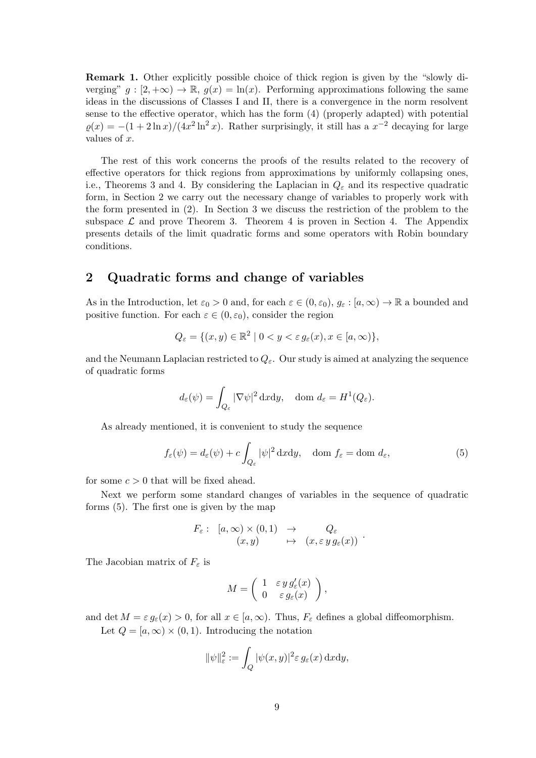**Remark 1.** Other explicitly possible choice of thick region is given by the "slowly diverging" $g : [2, +\infty) \to \mathbb{R}$, $g(x) = \ln(x)$. Performing approximations following the same ideas in the discussions of Classes I and II, there is a convergence in the norm resolvent sense to the effective operator, which has the form (4) (properly adapted) with potential $\varrho(x) = -(1 + 2\ln x)/(4x^2 \ln^2 x)$. Rather surprisingly, it still has a $x^{-2}$ decaying for large values of $x$.

The rest of this work concerns the proofs of the results related to the recovery of effective operators for thick regions from approximations by uniformly collapsing ones, i.e., Theorems 3 and 4. By considering the Laplacian in $Q_\varepsilon$ and its respective quadratic form, in Section 2 we carry out the necessary change of variables to properly work with the form presented in (2). In Section 3 we discuss the restriction of the problem to the subspace $\mathcal{L}$ and prove Theorem 3. Theorem 4 is proven in Section 4. The Appendix presents details of the limit quadratic forms and some operators with Robin boundary conditions.

## 2 Quadratic forms and change of variables

As in the Introduction, let $\varepsilon_0 > 0$ and, for each $\varepsilon \in (0, \varepsilon_0)$, $g_\varepsilon : [a, \infty) \to \mathbb{R}$ a bounded and positive function. For each $\varepsilon \in (0, \varepsilon_0)$, consider the region

$$Q_\varepsilon = \{(x, y) \in \mathbb{R}^2 \mid 0 < y < \varepsilon\, g_\varepsilon(x), x \in [a, \infty)\},$$

and the Neumann Laplacian restricted to $Q_\varepsilon$. Our study is aimed at analyzing the sequence of quadratic forms

$$d_\varepsilon(\psi) = \int_{Q_\varepsilon} |\nabla \psi|^2 \,\mathrm{d}x\mathrm{d}y, \quad \mathrm{dom}\ d_\varepsilon = H^1(Q_\varepsilon).$$

As already mentioned, it is convenient to study the sequence

$$f_\varepsilon(\psi) = d_\varepsilon(\psi) + c\int_{Q_\varepsilon} |\psi|^2 \,\mathrm{d}x\mathrm{d}y, \quad \mathrm{dom}\ f_\varepsilon = \mathrm{dom}\ d_\varepsilon, \tag{5}$$

for some $c > 0$ that will be fixed ahead.

Next we perform some standard changes of variables in the sequence of quadratic forms (5). The first one is given by the map

$$\begin{array}{rccc} F_\varepsilon : & [a, \infty) \times (0, 1) & \to & Q_\varepsilon \\ & (x, y) & \mapsto & (x, \varepsilon\, y\, g_\varepsilon(x)) \end{array}.$$

The Jacobian matrix of $F_\varepsilon$ is

$$M = \begin{pmatrix} 1 & \varepsilon\, y\, g_\varepsilon'(x) \\ 0 & \varepsilon\, g_\varepsilon(x) \end{pmatrix},$$

and $\det M = \varepsilon\, g_\varepsilon(x) > 0$, for all $x \in [a, \infty)$. Thus, $F_\varepsilon$ defines a global diffeomorphism.

Let $Q = [a, \infty) \times (0, 1)$. Introducing the notation

$$\|\psi\|_\varepsilon^2 := \int_Q |\psi(x, y)|^2 \varepsilon\, g_\varepsilon(x) \,\mathrm{d}x\mathrm{d}y,$$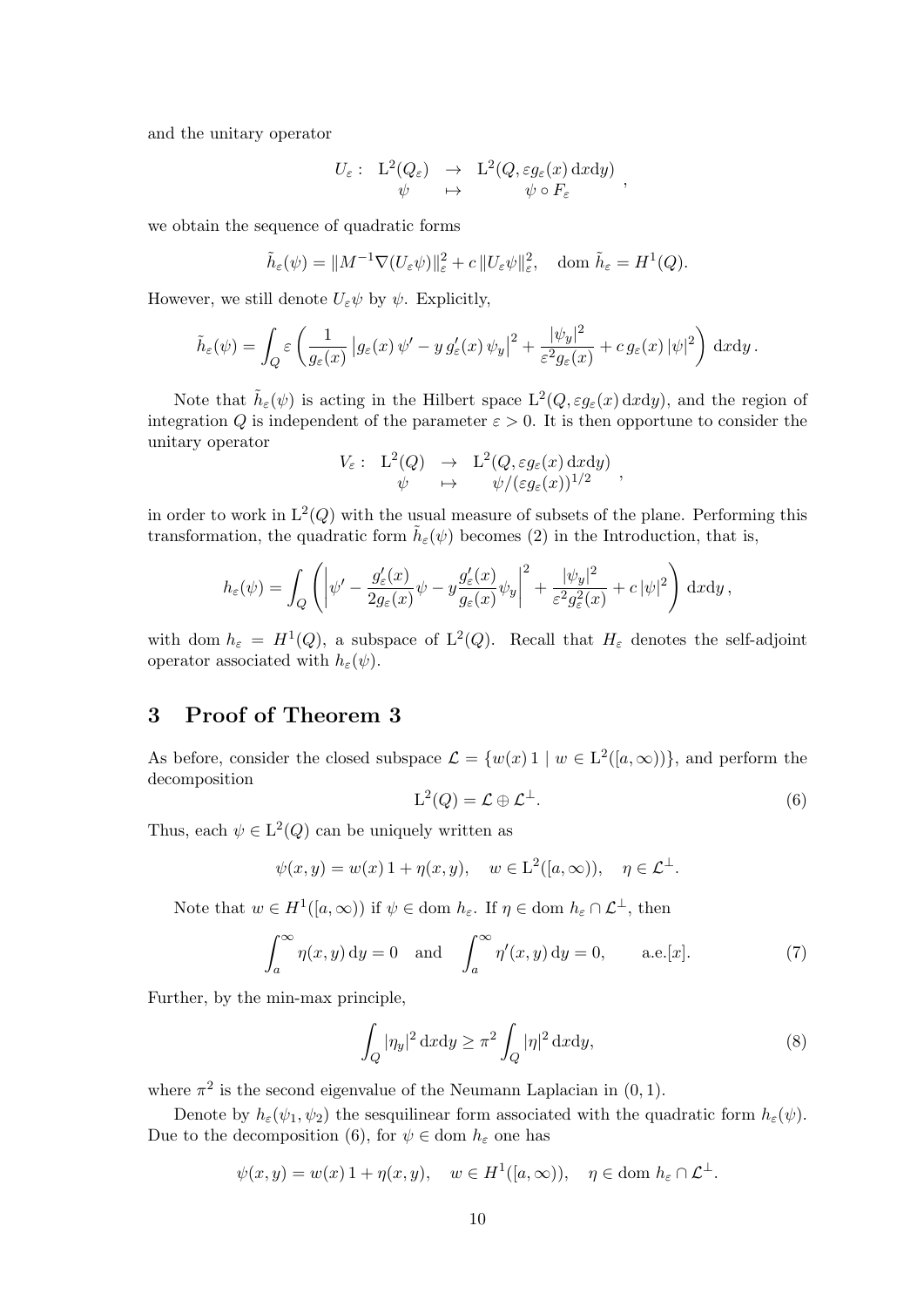and the unitary operator

$$U_\varepsilon: \begin{array}{ccc} \mathrm{L}^2(Q_\varepsilon) & \to & \mathrm{L}^2(Q, \varepsilon g_\varepsilon(x)\,\mathrm{d}x\mathrm{d}y) \\ \psi & \mapsto & \psi \circ F_\varepsilon \end{array},$$

we obtain the sequence of quadratic forms

$$\tilde{h}_\varepsilon(\psi) = \|M^{-1}\nabla(U_\varepsilon\psi)\|_\varepsilon^2 + c\,\|U_\varepsilon\psi\|_\varepsilon^2, \quad \mathrm{dom}\ \tilde{h}_\varepsilon = H^1(Q).$$

However, we still denote $U_\varepsilon\psi$ by $\psi$. Explicitly,

$$\tilde{h}_\varepsilon(\psi) = \int_Q \varepsilon\left(\frac{1}{g_\varepsilon(x)}\left|g_\varepsilon(x)\,\psi' - y\,g_\varepsilon'(x)\,\psi_y\right|^2 + \frac{|\psi_y|^2}{\varepsilon^2 g_\varepsilon(x)} + c\,g_\varepsilon(x)\,|\psi|^2\right)\mathrm{d}x\mathrm{d}y\,.$$

Note that $\tilde{h}_\varepsilon(\psi)$ is acting in the Hilbert space $\mathrm{L}^2(Q, \varepsilon g_\varepsilon(x)\,\mathrm{d}x\mathrm{d}y)$, and the region of integration $Q$ is independent of the parameter $\varepsilon > 0$. It is then opportune to consider the unitary operator

$$V_\varepsilon: \begin{array}{ccc} \mathrm{L}^2(Q) & \to & \mathrm{L}^2(Q, \varepsilon g_\varepsilon(x)\,\mathrm{d}x\mathrm{d}y) \\ \psi & \mapsto & \psi/(\varepsilon g_\varepsilon(x))^{1/2} \end{array},$$

in order to work in $\mathrm{L}^2(Q)$ with the usual measure of subsets of the plane. Performing this transformation, the quadratic form $\tilde{h}_\varepsilon(\psi)$ becomes (2) in the Introduction, that is,

$$h_\varepsilon(\psi) = \int_Q \left(\left|\psi' - \frac{g_\varepsilon'(x)}{2g_\varepsilon(x)}\psi - y\frac{g_\varepsilon'(x)}{g_\varepsilon(x)}\psi_y\right|^2 + \frac{|\psi_y|^2}{\varepsilon^2 g_\varepsilon^2(x)} + c\,|\psi|^2\right)\mathrm{d}x\mathrm{d}y\,,$$

with $\mathrm{dom}\ h_\varepsilon = H^1(Q)$, a subspace of $\mathrm{L}^2(Q)$. Recall that $H_\varepsilon$ denotes the self-adjoint operator associated with $h_\varepsilon(\psi)$.

## 3 Proof of Theorem 3

As before, consider the closed subspace $\mathcal{L} = \{w(x)\,1 \mid w \in \mathrm{L}^2([a,\infty))\}$, and perform the decomposition

$$\mathrm{L}^2(Q) = \mathcal{L} \oplus \mathcal{L}^\perp. \tag{6}$$

Thus, each $\psi \in \mathrm{L}^2(Q)$ can be uniquely written as

$$\psi(x,y) = w(x)\,1 + \eta(x,y), \quad w \in \mathrm{L}^2([a,\infty)), \quad \eta \in \mathcal{L}^\perp.$$

Note that $w \in H^1([a,\infty))$ if $\psi \in \mathrm{dom}\ h_\varepsilon$. If $\eta \in \mathrm{dom}\ h_\varepsilon \cap \mathcal{L}^\perp$, then

$$\int_a^\infty \eta(x,y)\,\mathrm{d}y = 0 \quad \text{and} \quad \int_a^\infty \eta'(x,y)\,\mathrm{d}y = 0, \qquad \text{a.e.}[x]. \tag{7}$$

Further, by the min-max principle,

$$\int_Q |\eta_y|^2\,\mathrm{d}x\mathrm{d}y \geq \pi^2 \int_Q |\eta|^2\,\mathrm{d}x\mathrm{d}y, \tag{8}$$

where $\pi^2$ is the second eigenvalue of the Neumann Laplacian in $(0,1)$.

Denote by $h_\varepsilon(\psi_1,\psi_2)$ the sesquilinear form associated with the quadratic form $h_\varepsilon(\psi)$. Due to the decomposition (6), for $\psi \in \mathrm{dom}\ h_\varepsilon$ one has

$$\psi(x,y) = w(x)\,1 + \eta(x,y), \quad w \in H^1([a,\infty)), \quad \eta \in \mathrm{dom}\ h_\varepsilon \cap \mathcal{L}^\perp.$$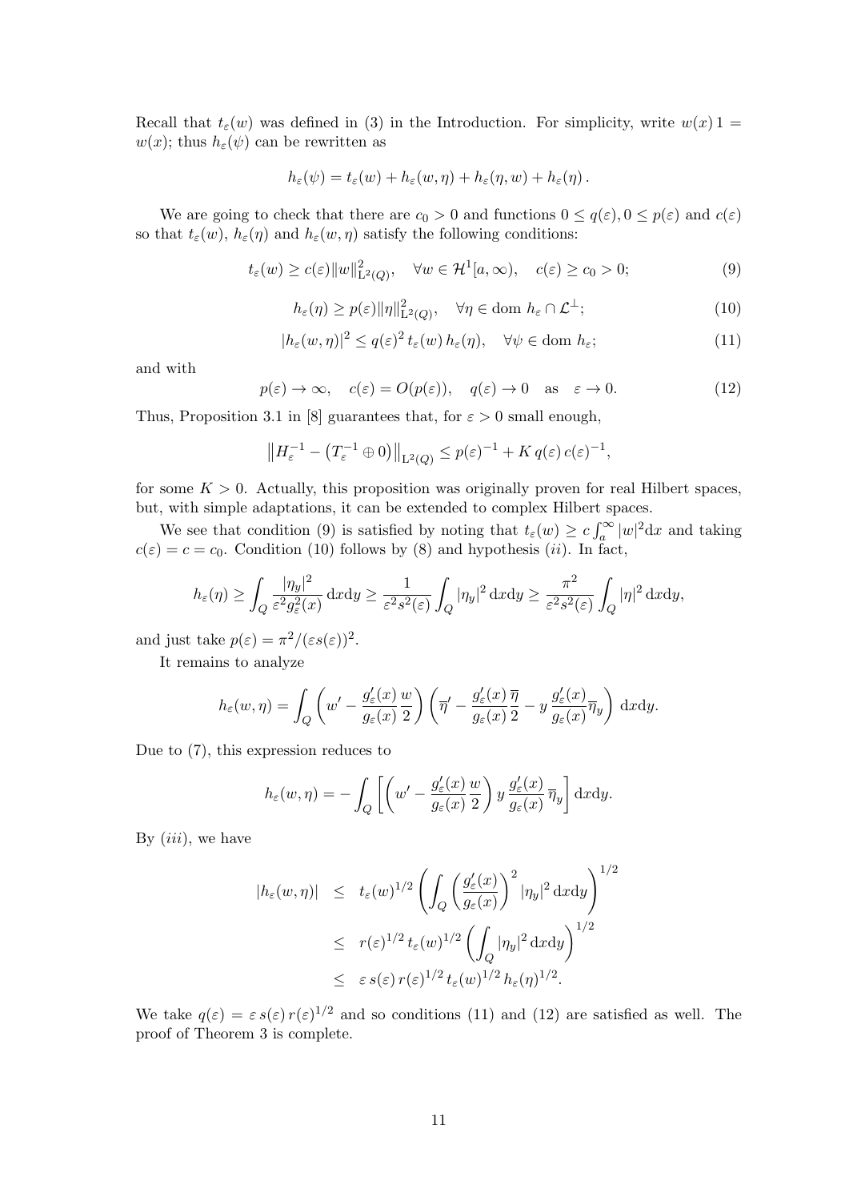Recall that $t_\varepsilon(w)$ was defined in (3) in the Introduction. For simplicity, write $w(x)\,1 = w(x)$; thus $h_\varepsilon(\psi)$ can be rewritten as

$$h_\varepsilon(\psi) = t_\varepsilon(w) + h_\varepsilon(w,\eta) + h_\varepsilon(\eta,w) + h_\varepsilon(\eta)\,.$$

We are going to check that there are $c_0 > 0$ and functions $0 \le q(\varepsilon), 0 \le p(\varepsilon)$ and $c(\varepsilon)$ so that $t_\varepsilon(w)$, $h_\varepsilon(\eta)$ and $h_\varepsilon(w,\eta)$ satisfy the following conditions:

$$t_\varepsilon(w) \ge c(\varepsilon)\|w\|^2_{\mathrm{L}^2(Q)}, \quad \forall w \in \mathcal{H}^1[a,\infty), \quad c(\varepsilon) \ge c_0 > 0; \tag{9}$$

$$h_\varepsilon(\eta) \ge p(\varepsilon)\|\eta\|^2_{\mathrm{L}^2(Q)}, \quad \forall \eta \in \mathrm{dom}\; h_\varepsilon \cap \mathcal{L}^\perp; \tag{10}$$

$$|h_\varepsilon(w,\eta)|^2 \le q(\varepsilon)^2\, t_\varepsilon(w)\, h_\varepsilon(\eta), \quad \forall \psi \in \mathrm{dom}\; h_\varepsilon; \tag{11}$$

and with

$$p(\varepsilon) \to \infty, \quad c(\varepsilon) = O(p(\varepsilon)), \quad q(\varepsilon) \to 0 \quad \text{as} \quad \varepsilon \to 0. \tag{12}$$

Thus, Proposition 3.1 in [8] guarantees that, for $\varepsilon > 0$ small enough,

$$\left\| H_\varepsilon^{-1} - \left(T_\varepsilon^{-1} \oplus 0\right)\right\|_{\mathrm{L}^2(Q)} \le p(\varepsilon)^{-1} + K\, q(\varepsilon)\, c(\varepsilon)^{-1},$$

for some $K > 0$. Actually, this proposition was originally proven for real Hilbert spaces, but, with simple adaptations, it can be extended to complex Hilbert spaces.

We see that condition (9) is satisfied by noting that $t_\varepsilon(w) \ge c\int_a^\infty |w|^2 \mathrm{d}x$ and taking $c(\varepsilon) = c = c_0$. Condition (10) follows by (8) and hypothesis $(ii)$. In fact,

$$h_\varepsilon(\eta) \ge \int_Q \frac{|\eta_y|^2}{\varepsilon^2 g_\varepsilon^2(x)}\,\mathrm{d}x\mathrm{d}y \ge \frac{1}{\varepsilon^2 s^2(\varepsilon)}\int_Q |\eta_y|^2\,\mathrm{d}x\mathrm{d}y \ge \frac{\pi^2}{\varepsilon^2 s^2(\varepsilon)}\int_Q |\eta|^2\,\mathrm{d}x\mathrm{d}y,$$

and just take $p(\varepsilon) = \pi^2/(\varepsilon s(\varepsilon))^2$.

It remains to analyze

$$h_\varepsilon(w,\eta) = \int_Q \left(w' - \frac{g_\varepsilon'(x)}{g_\varepsilon(x)}\frac{w}{2}\right)\left(\overline{\eta}' - \frac{g_\varepsilon'(x)}{g_\varepsilon(x)}\frac{\overline{\eta}}{2} - y\,\frac{g_\varepsilon'(x)}{g_\varepsilon(x)}\overline{\eta}_y\right)\,\mathrm{d}x\mathrm{d}y.$$

Due to (7), this expression reduces to

$$h_\varepsilon(w,\eta) = -\int_Q \left[\left(w' - \frac{g_\varepsilon'(x)}{g_\varepsilon(x)}\frac{w}{2}\right) y\,\frac{g_\varepsilon'(x)}{g_\varepsilon(x)}\,\overline{\eta}_y\right]\mathrm{d}x\mathrm{d}y.$$

By $(iii)$, we have

$$\begin{aligned}
|h_\varepsilon(w,\eta)| &\le t_\varepsilon(w)^{1/2}\left(\int_Q \left(\frac{g_\varepsilon'(x)}{g_\varepsilon(x)}\right)^2 |\eta_y|^2\,\mathrm{d}x\mathrm{d}y\right)^{1/2} \\
&\le r(\varepsilon)^{1/2}\, t_\varepsilon(w)^{1/2}\left(\int_Q |\eta_y|^2\,\mathrm{d}x\mathrm{d}y\right)^{1/2} \\
&\le \varepsilon\, s(\varepsilon)\, r(\varepsilon)^{1/2}\, t_\varepsilon(w)^{1/2}\, h_\varepsilon(\eta)^{1/2}.
\end{aligned}$$

We take $q(\varepsilon) = \varepsilon\, s(\varepsilon)\, r(\varepsilon)^{1/2}$ and so conditions (11) and (12) are satisfied as well. The proof of Theorem 3 is complete.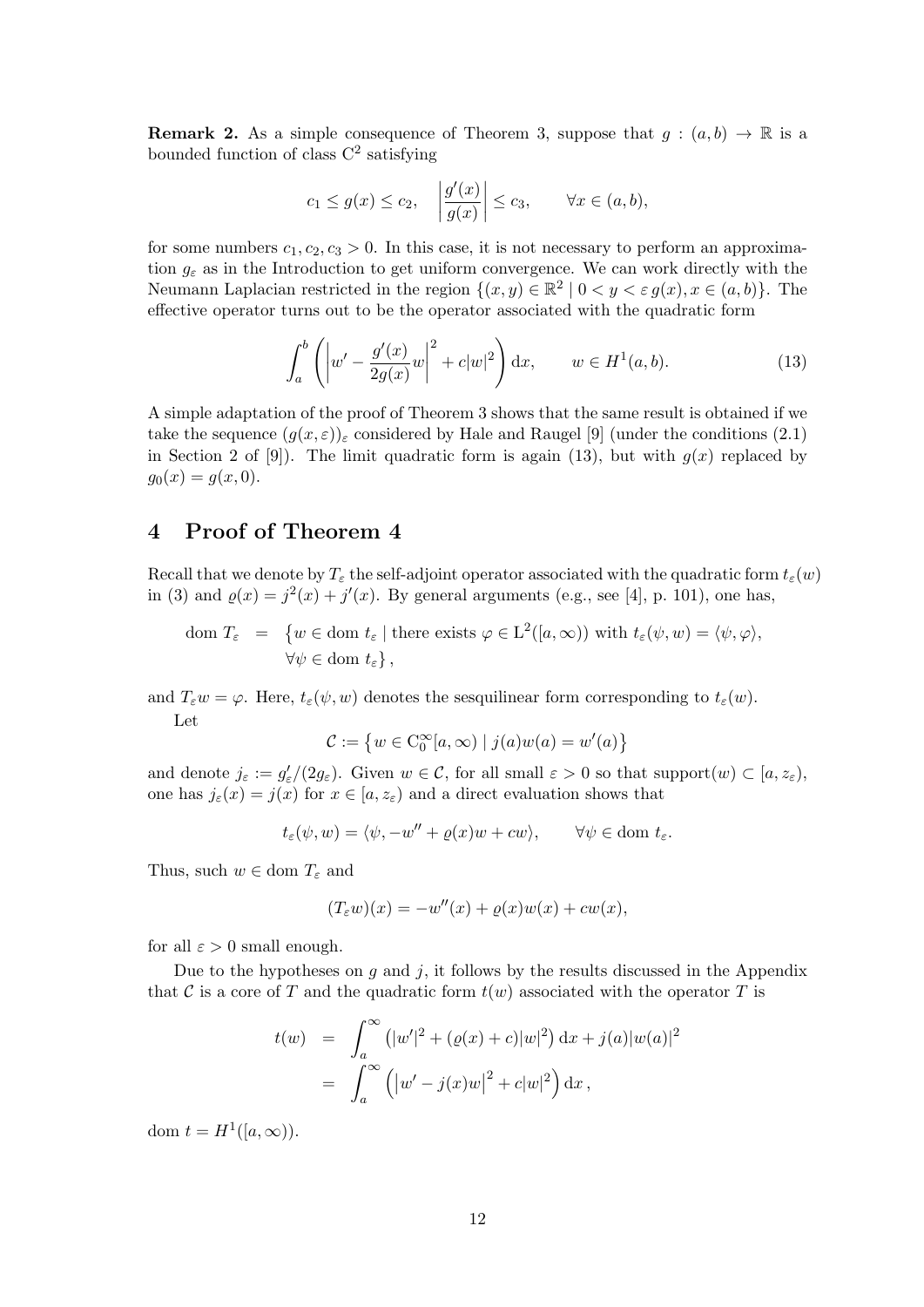**Remark 2.** As a simple consequence of Theorem 3, suppose that $g : (a,b) \to \mathbb{R}$ is a bounded function of class $\mathrm{C}^2$ satisfying

$$c_1 \le g(x) \le c_2, \quad \left|\frac{g'(x)}{g(x)}\right| \le c_3, \qquad \forall x \in (a,b),$$

for some numbers $c_1, c_2, c_3 > 0$. In this case, it is not necessary to perform an approximation $g_\varepsilon$ as in the Introduction to get uniform convergence. We can work directly with the Neumann Laplacian restricted in the region $\{(x,y) \in \mathbb{R}^2 \mid 0 < y < \varepsilon\, g(x), x \in (a,b)\}$. The effective operator turns out to be the operator associated with the quadratic form

$$\int_a^b \left( \left| w' - \frac{g'(x)}{2g(x)} w \right|^2 + c|w|^2 \right) \mathrm{d}x, \qquad w \in H^1(a,b). \tag{13}$$

A simple adaptation of the proof of Theorem 3 shows that the same result is obtained if we take the sequence $(g(x,\varepsilon))_\varepsilon$ considered by Hale and Raugel [9] (under the conditions (2.1) in Section 2 of [9]). The limit quadratic form is again (13), but with $g(x)$ replaced by $g_0(x) = g(x,0)$.

## 4 Proof of Theorem 4

Recall that we denote by $T_\varepsilon$ the self-adjoint operator associated with the quadratic form $t_\varepsilon(w)$ in (3) and $\varrho(x) = j^2(x) + j'(x)$. By general arguments (e.g., see [4], p. 101), one has,

$$\begin{aligned} \mathrm{dom}\; T_\varepsilon \;\; = \;\; & \big\{ w \in \mathrm{dom}\; t_\varepsilon \mid \text{there exists } \varphi \in \mathrm{L}^2([a,\infty)) \text{ with } t_\varepsilon(\psi, w) = \langle \psi, \varphi \rangle, \\ & \forall \psi \in \mathrm{dom}\; t_\varepsilon \big\}, \end{aligned}$$

and $T_\varepsilon w = \varphi$. Here, $t_\varepsilon(\psi, w)$ denotes the sesquilinear form corresponding to $t_\varepsilon(w)$.

Let

$$\mathcal{C} := \left\{ w \in \mathrm{C}_0^\infty[a,\infty) \mid j(a)w(a) = w'(a) \right\}$$

and denote $j_\varepsilon := g_\varepsilon'/(2g_\varepsilon)$. Given $w \in \mathcal{C}$, for all small $\varepsilon > 0$ so that support$(w) \subset [a, z_\varepsilon)$, one has $j_\varepsilon(x) = j(x)$ for $x \in [a, z_\varepsilon)$ and a direct evaluation shows that

$$t_\varepsilon(\psi, w) = \langle \psi, -w'' + \varrho(x) w + cw \rangle, \qquad \forall \psi \in \mathrm{dom}\; t_\varepsilon.$$

Thus, such $w \in \mathrm{dom}\; T_\varepsilon$ and

$$(T_\varepsilon w)(x) = -w''(x) + \varrho(x)w(x) + cw(x),$$

for all $\varepsilon > 0$ small enough.

Due to the hypotheses on $g$ and $j$, it follows by the results discussed in the Appendix that $\mathcal{C}$ is a core of $T$ and the quadratic form $t(w)$ associated with the operator $T$ is

$$\begin{aligned} t(w) \;\; &= \;\; \int_a^\infty \left( |w'|^2 + (\varrho(x) + c)|w|^2 \right) \mathrm{d}x + j(a)|w(a)|^2 \\ &= \;\; \int_a^\infty \left( \left| w' - j(x) w \right|^2 + c|w|^2 \right) \mathrm{d}x \,, \end{aligned}$$

dom $t = H^1([a,\infty))$.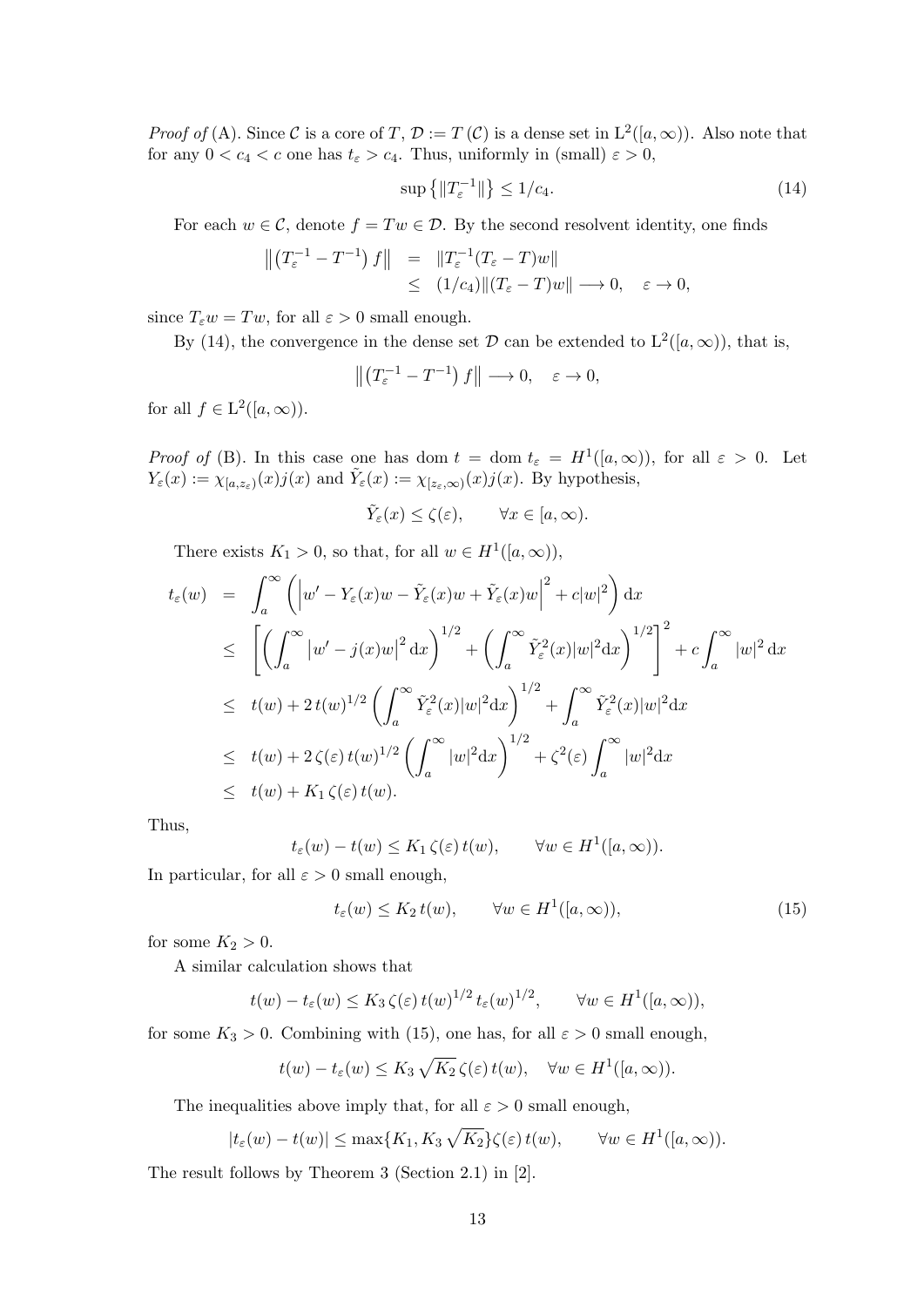*Proof of* (A). Since $\mathcal{C}$ is a core of $T$, $\mathcal{D} := T(\mathcal{C})$ is a dense set in $\mathrm{L}^2([a,\infty))$. Also note that for any $0 < c_4 < c$ one has $t_\varepsilon > c_4$. Thus, uniformly in (small) $\varepsilon > 0$,

$$\sup\left\{\|T_\varepsilon^{-1}\|\right\} \le 1/c_4. \tag{14}$$

For each $w \in \mathcal{C}$, denote $f = Tw \in \mathcal{D}$. By the second resolvent identity, one finds

$$\begin{aligned}
\left\|\left(T_\varepsilon^{-1} - T^{-1}\right) f\right\| &= \|T_\varepsilon^{-1}(T_\varepsilon - T)w\| \\
&\le (1/c_4)\|(T_\varepsilon - T)w\| \longrightarrow 0, \quad \varepsilon \to 0,
\end{aligned}$$

since $T_\varepsilon w = Tw$, for all $\varepsilon > 0$ small enough.

By (14), the convergence in the dense set $\mathcal{D}$ can be extended to $\mathrm{L}^2([a,\infty))$, that is,

$$\left\|\left(T_\varepsilon^{-1} - T^{-1}\right) f\right\| \longrightarrow 0, \quad \varepsilon \to 0,$$

for all $f \in \mathrm{L}^2([a,\infty))$.

*Proof of* (B). In this case one has $\operatorname{dom} t = \operatorname{dom} t_\varepsilon = H^1([a,\infty))$, for all $\varepsilon > 0$. Let $Y_\varepsilon(x) := \chi_{[a,z_\varepsilon)}(x) j(x)$ and $\tilde{Y}_\varepsilon(x) := \chi_{[z_\varepsilon,\infty)}(x) j(x)$. By hypothesis,

$$\tilde{Y}_\varepsilon(x) \le \zeta(\varepsilon), \qquad \forall x \in [a,\infty).$$

There exists $K_1 > 0$, so that, for all $w \in H^1([a,\infty))$,

$$\begin{aligned}
t_\varepsilon(w) &= \int_a^\infty \left(\left|w' - Y_\varepsilon(x)w - \tilde{Y}_\varepsilon(x)w + \tilde{Y}_\varepsilon(x)w\right|^2 + c|w|^2\right) \mathrm{d}x \\
&\le \left[\left(\int_a^\infty \left|w' - j(x)w\right|^2 \mathrm{d}x\right)^{1/2} + \left(\int_a^\infty \tilde{Y}_\varepsilon^2(x)|w|^2 \mathrm{d}x\right)^{1/2}\right]^2 + c\int_a^\infty |w|^2\,\mathrm{d}x \\
&\le t(w) + 2\,t(w)^{1/2}\left(\int_a^\infty \tilde{Y}_\varepsilon^2(x)|w|^2 \mathrm{d}x\right)^{1/2} + \int_a^\infty \tilde{Y}_\varepsilon^2(x)|w|^2 \mathrm{d}x \\
&\le t(w) + 2\,\zeta(\varepsilon)\,t(w)^{1/2}\left(\int_a^\infty |w|^2 \mathrm{d}x\right)^{1/2} + \zeta^2(\varepsilon)\int_a^\infty |w|^2 \mathrm{d}x \\
&\le t(w) + K_1\,\zeta(\varepsilon)\,t(w).
\end{aligned}$$

Thus,

$$t_\varepsilon(w) - t(w) \le K_1\,\zeta(\varepsilon)\,t(w), \qquad \forall w \in H^1([a,\infty)).$$

In particular, for all $\varepsilon > 0$ small enough,

$$t_\varepsilon(w) \le K_2\,t(w), \qquad \forall w \in H^1([a,\infty)), \tag{15}$$

for some $K_2 > 0$.

A similar calculation shows that

$$t(w) - t_\varepsilon(w) \le K_3\,\zeta(\varepsilon)\,t(w)^{1/2}\,t_\varepsilon(w)^{1/2}, \qquad \forall w \in H^1([a,\infty)),$$

for some $K_3 > 0$. Combining with (15), one has, for all $\varepsilon > 0$ small enough,

$$t(w) - t_\varepsilon(w) \le K_3\sqrt{K_2}\,\zeta(\varepsilon)\,t(w), \quad \forall w \in H^1([a,\infty)).$$

The inequalities above imply that, for all $\varepsilon > 0$ small enough,

$$|t_\varepsilon(w) - t(w)| \le \max\{K_1, K_3\sqrt{K_2}\}\zeta(\varepsilon)\,t(w), \qquad \forall w \in H^1([a,\infty)).$$

The result follows by Theorem 3 (Section 2.1) in [2].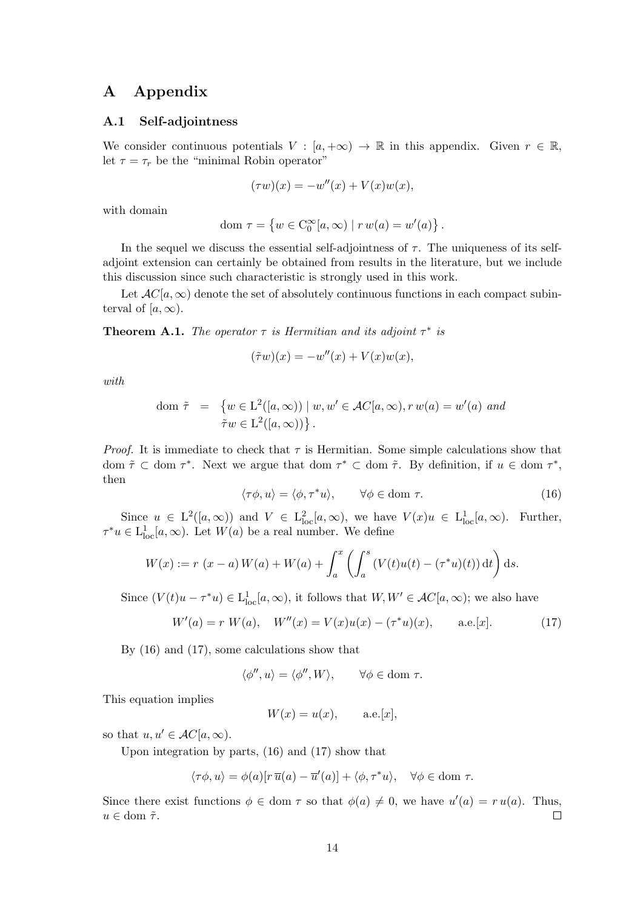# A Appendix

## A.1 Self-adjointness

We consider continuous potentials $V : [a, +\infty) \to \mathbb{R}$ in this appendix. Given $r \in \mathbb{R}$, let $\tau = \tau_r$ be the "minimal Robin operator"

$$(\tau w)(x) = -w''(x) + V(x)w(x),$$

with domain

$$\text{dom } \tau = \left\{ w \in \mathrm{C}_0^\infty[a, \infty) \mid r\, w(a) = w'(a) \right\}.$$

In the sequel we discuss the essential self-adjointness of $\tau$. The uniqueness of its self-adjoint extension can certainly be obtained from results in the literature, but we include this discussion since such characteristic is strongly used in this work.

Let $\mathcal{AC}[a, \infty)$ denote the set of absolutely continuous functions in each compact subinterval of $[a, \infty)$.

**Theorem A.1.** *The operator $\tau$ is Hermitian and its adjoint $\tau^*$ is*

$$(\tilde{\tau} w)(x) = -w''(x) + V(x)w(x),$$

*with*

$$\begin{aligned} \text{dom } \tilde{\tau} \;=\; & \left\{ w \in \mathrm{L}^2([a, \infty)) \mid w, w' \in \mathcal{AC}[a, \infty), r\, w(a) = w'(a) \text{ and} \right. \\ & \left. \tilde{\tau} w \in \mathrm{L}^2([a, \infty)) \right\}. \end{aligned}$$

*Proof.* It is immediate to check that $\tau$ is Hermitian. Some simple calculations show that dom $\tilde{\tau} \subset$ dom $\tau^*$. Next we argue that dom $\tau^* \subset$ dom $\tilde{\tau}$. By definition, if $u \in$ dom $\tau^*$, then

$$\langle \tau \phi, u \rangle = \langle \phi, \tau^* u \rangle, \qquad \forall \phi \in \text{dom } \tau. \tag{16}$$

Since $u \in \mathrm{L}^2([a, \infty))$ and $V \in \mathrm{L}^2_{\text{loc}}[a, \infty)$, we have $V(x)u \in \mathrm{L}^1_{\text{loc}}[a, \infty)$. Further, $\tau^* u \in \mathrm{L}^1_{\text{loc}}[a, \infty)$. Let $W(a)$ be a real number. We define

$$W(x) := r\ (x - a)\, W(a) + W(a) + \int_a^x \left( \int_a^s \left( V(t)u(t) - (\tau^* u)(t) \right) \mathrm{d}t \right) \mathrm{d}s.$$

Since $(V(t)u - \tau^* u) \in \mathrm{L}^1_{\text{loc}}[a, \infty)$, it follows that $W, W' \in \mathcal{AC}[a, \infty)$; we also have

$$W'(a) = r\ W(a), \quad W''(x) = V(x)u(x) - (\tau^* u)(x), \qquad \text{a.e.}[x]. \tag{17}$$

By (16) and (17), some calculations show that

$$\langle \phi'', u \rangle = \langle \phi'', W \rangle, \qquad \forall \phi \in \text{dom } \tau.$$

This equation implies

$$W(x) = u(x), \qquad \text{a.e.}[x],$$

so that $u, u' \in \mathcal{AC}[a, \infty)$.

Upon integration by parts, (16) and (17) show that

$$\langle \tau \phi, u \rangle = \phi(a)[r\, \overline{u}(a) - \overline{u}'(a)] + \langle \phi, \tau^* u \rangle, \quad \forall \phi \in \text{dom } \tau.$$

Since there exist functions $\phi \in$ dom $\tau$ so that $\phi(a) \neq 0$, we have $u'(a) = r\, u(a)$. Thus, $u \in$ dom $\tilde{\tau}$. □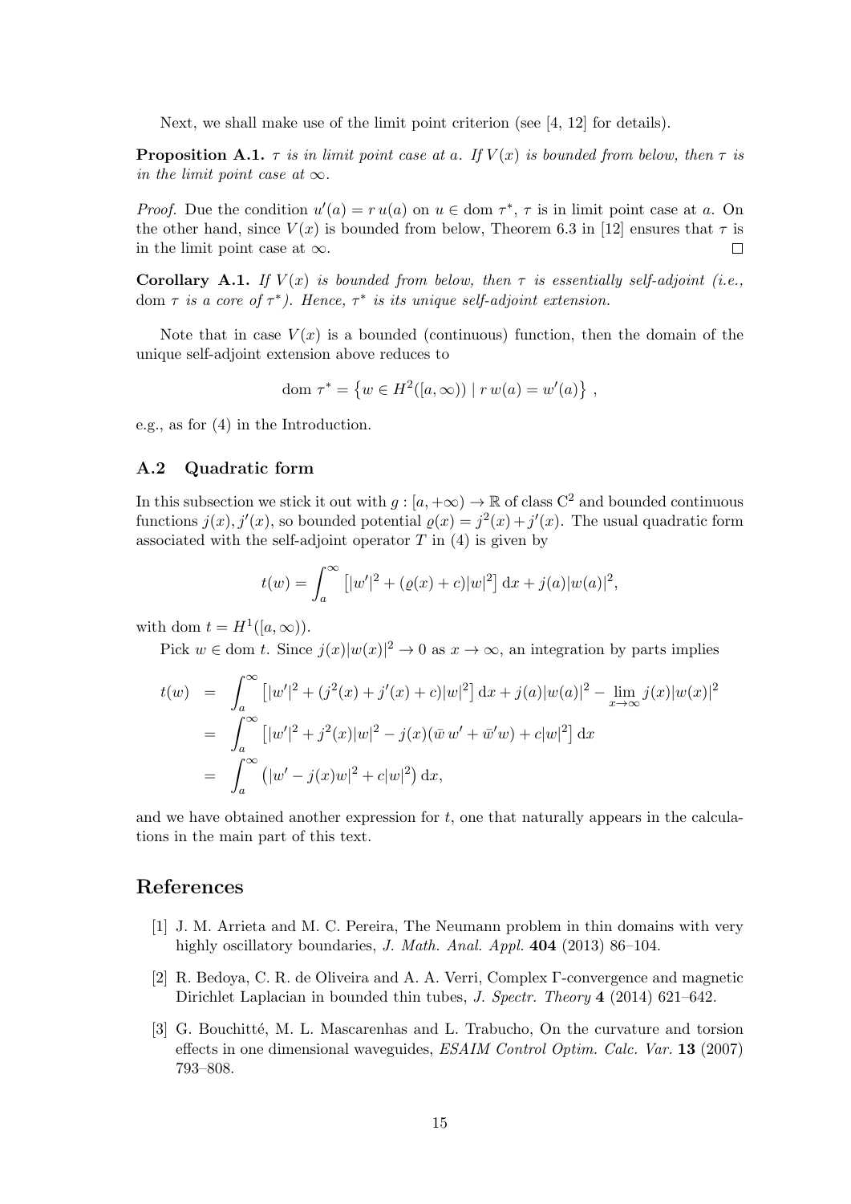Next, we shall make use of the limit point criterion (see [4, 12] for details).

**Proposition A.1.** *$\tau$ is in limit point case at $a$. If $V(x)$ is bounded from below, then $\tau$ is in the limit point case at $\infty$.*

*Proof.* Due the condition $u'(a) = r\,u(a)$ on $u \in \operatorname{dom} \tau^*$, $\tau$ is in limit point case at $a$. On the other hand, since $V(x)$ is bounded from below, Theorem 6.3 in [12] ensures that $\tau$ is in the limit point case at $\infty$. $\square$

**Corollary A.1.** *If $V(x)$ is bounded from below, then $\tau$ is essentially self-adjoint (i.e., $\operatorname{dom} \tau$ is a core of $\tau^*$). Hence, $\tau^*$ is its unique self-adjoint extension.*

Note that in case $V(x)$ is a bounded (continuous) function, then the domain of the unique self-adjoint extension above reduces to

$$\operatorname{dom} \tau^* = \left\{ w \in H^2([a,\infty)) \mid r\,w(a) = w'(a) \right\} ,$$

e.g., as for (4) in the Introduction.

### A.2 Quadratic form

In this subsection we stick it out with $g : [a, +\infty) \to \mathbb{R}$ of class $\mathrm{C}^2$ and bounded continuous functions $j(x), j'(x)$, so bounded potential $\varrho(x) = j^2(x) + j'(x)$. The usual quadratic form associated with the self-adjoint operator $T$ in (4) is given by

$$t(w) = \int_a^\infty \left[ |w'|^2 + (\varrho(x) + c)|w|^2 \right] \mathrm{d}x + j(a)|w(a)|^2,$$

with $\operatorname{dom} t = H^1([a,\infty))$.

Pick $w \in \operatorname{dom} t$. Since $j(x)|w(x)|^2 \to 0$ as $x \to \infty$, an integration by parts implies

$$\begin{aligned} t(w) &= \int_a^\infty \left[ |w'|^2 + (j^2(x) + j'(x) + c)|w|^2 \right] \mathrm{d}x + j(a)|w(a)|^2 - \lim_{x\to\infty} j(x)|w(x)|^2 \\ &= \int_a^\infty \left[ |w'|^2 + j^2(x)|w|^2 - j(x)(\bar{w}\,w' + \bar{w}'w) + c|w|^2 \right] \mathrm{d}x \\ &= \int_a^\infty \left( |w' - j(x)w|^2 + c|w|^2 \right) \mathrm{d}x, \end{aligned}$$

and we have obtained another expression for $t$, one that naturally appears in the calculations in the main part of this text.

## References

[1] J. M. Arrieta and M. C. Pereira, The Neumann problem in thin domains with very highly oscillatory boundaries, *J. Math. Anal. Appl.* **404** (2013) 86–104.

[2] R. Bedoya, C. R. de Oliveira and A. A. Verri, Complex Γ-convergence and magnetic Dirichlet Laplacian in bounded thin tubes, *J. Spectr. Theory* **4** (2014) 621–642.

[3] G. Bouchitté, M. L. Mascarenhas and L. Trabucho, On the curvature and torsion effects in one dimensional waveguides, *ESAIM Control Optim. Calc. Var.* **13** (2007) 793–808.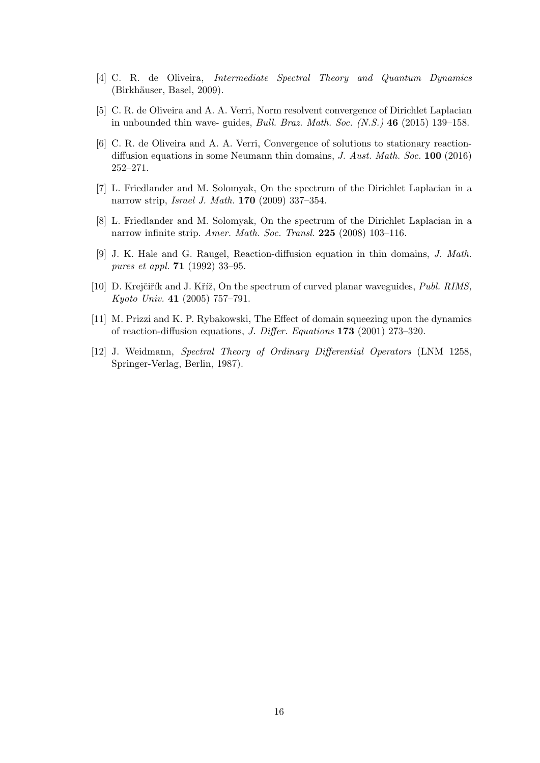[4] C. R. de Oliveira, *Intermediate Spectral Theory and Quantum Dynamics* (Birkhäuser, Basel, 2009).

[5] C. R. de Oliveira and A. A. Verri, Norm resolvent convergence of Dirichlet Laplacian in unbounded thin wave- guides, *Bull. Braz. Math. Soc. (N.S.)* **46** (2015) 139–158.

[6] C. R. de Oliveira and A. A. Verri, Convergence of solutions to stationary reaction-diffusion equations in some Neumann thin domains, *J. Aust. Math. Soc.* **100** (2016) 252–271.

[7] L. Friedlander and M. Solomyak, On the spectrum of the Dirichlet Laplacian in a narrow strip, *Israel J. Math.* **170** (2009) 337–354.

[8] L. Friedlander and M. Solomyak, On the spectrum of the Dirichlet Laplacian in a narrow infinite strip. *Amer. Math. Soc. Transl.* **225** (2008) 103–116.

[9] J. K. Hale and G. Raugel, Reaction-diffusion equation in thin domains, *J. Math. pures et appl.* **71** (1992) 33–95.

[10] D. Krejčiřík and J. Kříž, On the spectrum of curved planar waveguides, *Publ. RIMS, Kyoto Univ.* **41** (2005) 757–791.

[11] M. Prizzi and K. P. Rybakowski, The Effect of domain squeezing upon the dynamics of reaction-diffusion equations, *J. Differ. Equations* **173** (2001) 273–320.

[12] J. Weidmann, *Spectral Theory of Ordinary Differential Operators* (LNM 1258, Springer-Verlag, Berlin, 1987).